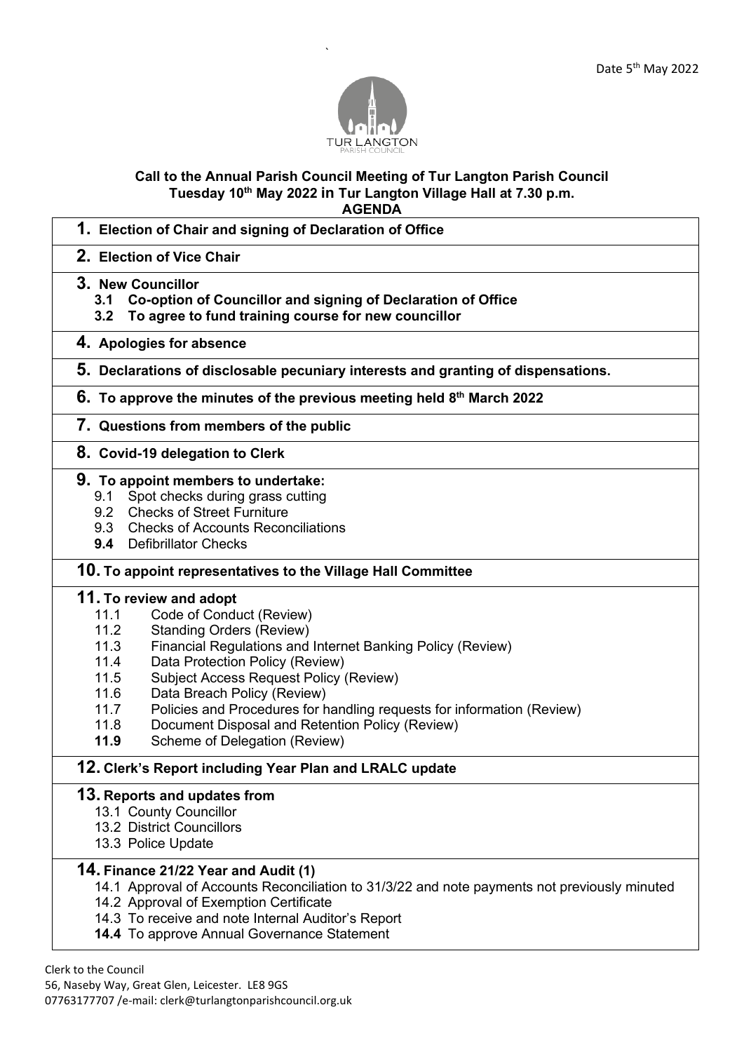Date 5th May 2022

TUR LANGTON
PARISH COUNCIL

**Call to the Annual Parish Council Meeting of Tur Langton Parish Council**
**Tuesday 10th May 2022 in Tur Langton Village Hall at 7.30 p.m.**
**AGENDA**

## 1. Election of Chair and signing of Declaration of Office

## 2. Election of Vice Chair

## 3. New Councillor

- **3.1 Co-option of Councillor and signing of Declaration of Office**
- **3.2 To agree to fund training course for new councillor**

## 4. Apologies for absence

## 5. Declarations of disclosable pecuniary interests and granting of dispensations.

## 6. To approve the minutes of the previous meeting held 8th March 2022

## 7. Questions from members of the public

## 8. Covid-19 delegation to Clerk

## 9. To appoint members to undertake:

- 9.1 Spot checks during grass cutting
- 9.2 Checks of Street Furniture
- 9.3 Checks of Accounts Reconciliations
- **9.4** Defibrillator Checks

## 10. To appoint representatives to the Village Hall Committee

## 11. To review and adopt

- 11.1 Code of Conduct (Review)
- 11.2 Standing Orders (Review)
- 11.3 Financial Regulations and Internet Banking Policy (Review)
- 11.4 Data Protection Policy (Review)
- 11.5 Subject Access Request Policy (Review)
- 11.6 Data Breach Policy (Review)
- 11.7 Policies and Procedures for handling requests for information (Review)
- 11.8 Document Disposal and Retention Policy (Review)
- **11.9** Scheme of Delegation (Review)

## 12. Clerk's Report including Year Plan and LRALC update

## 13. Reports and updates from

- 13.1 County Councillor
- 13.2 District Councillors
- 13.3 Police Update

## 14. Finance 21/22 Year and Audit (1)

- 14.1 Approval of Accounts Reconciliation to 31/3/22 and note payments not previously minuted
- 14.2 Approval of Exemption Certificate
- 14.3 To receive and note Internal Auditor's Report
- **14.4** To approve Annual Governance Statement

Clerk to the Council
56, Naseby Way, Great Glen, Leicester. LE8 9GS
07763177707 /e-mail: clerk@turlangtonparishcouncil.org.uk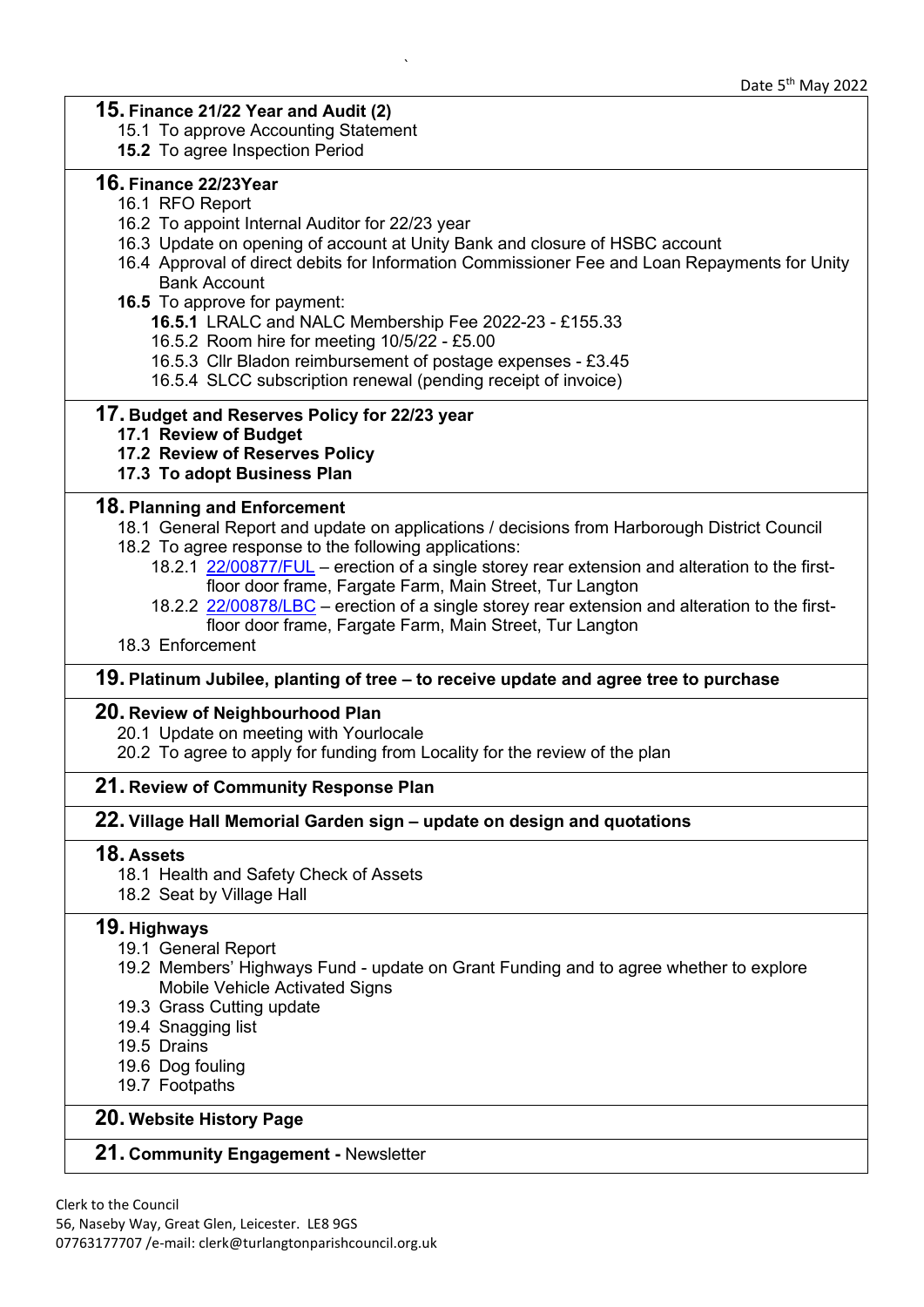Date 5th May 2022

## 15. Finance 21/22 Year and Audit (2)

15.1 To approve Accounting Statement

**15.2** To agree Inspection Period

## 16. Finance 22/23Year

16.1 RFO Report

16.2 To appoint Internal Auditor for 22/23 year

16.3 Update on opening of account at Unity Bank and closure of HSBC account

16.4 Approval of direct debits for Information Commissioner Fee and Loan Repayments for Unity Bank Account

**16.5** To approve for payment:

- **16.5.1** LRALC and NALC Membership Fee 2022-23 - £155.33
- 16.5.2 Room hire for meeting 10/5/22 - £5.00
- 16.5.3 Cllr Bladon reimbursement of postage expenses - £3.45
- 16.5.4 SLCC subscription renewal (pending receipt of invoice)

## 17. Budget and Reserves Policy for 22/23 year

**17.1 Review of Budget**

**17.2 Review of Reserves Policy**

**17.3 To adopt Business Plan**

## 18. Planning and Enforcement

18.1 General Report and update on applications / decisions from Harborough District Council

18.2 To agree response to the following applications:

- 18.2.1 22/00877/FUL – erection of a single storey rear extension and alteration to the first-floor door frame, Fargate Farm, Main Street, Tur Langton
- 18.2.2 22/00878/LBC – erection of a single storey rear extension and alteration to the first-floor door frame, Fargate Farm, Main Street, Tur Langton

18.3 Enforcement

## 19. Platinum Jubilee, planting of tree – to receive update and agree tree to purchase

## 20. Review of Neighbourhood Plan

20.1 Update on meeting with Yourlocale

20.2 To agree to apply for funding from Locality for the review of the plan

## 21. Review of Community Response Plan

## 22. Village Hall Memorial Garden sign – update on design and quotations

## 18. Assets

18.1 Health and Safety Check of Assets

18.2 Seat by Village Hall

## 19. Highways

19.1 General Report

19.2 Members' Highways Fund - update on Grant Funding and to agree whether to explore Mobile Vehicle Activated Signs

19.3 Grass Cutting update

19.4 Snagging list

19.5 Drains

19.6 Dog fouling

19.7 Footpaths

## 20. Website History Page

## 21. Community Engagement - Newsletter

Clerk to the Council
56, Naseby Way, Great Glen, Leicester. LE8 9GS
07763177707 /e-mail: clerk@turlangtonparishcouncil.org.uk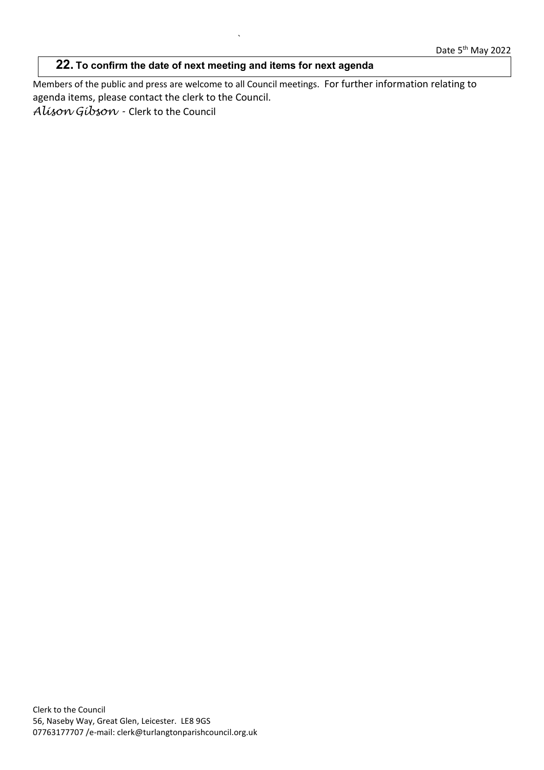Date 5th May 2022

**22. To confirm the date of next meeting and items for next agenda**

Members of the public and press are welcome to all Council meetings. For further information relating to agenda items, please contact the clerk to the Council.

*Alison Gibson* - Clerk to the Council

Clerk to the Council
56, Naseby Way, Great Glen, Leicester. LE8 9GS
07763177707 /e-mail: clerk@turlangtonparishcouncil.org.uk